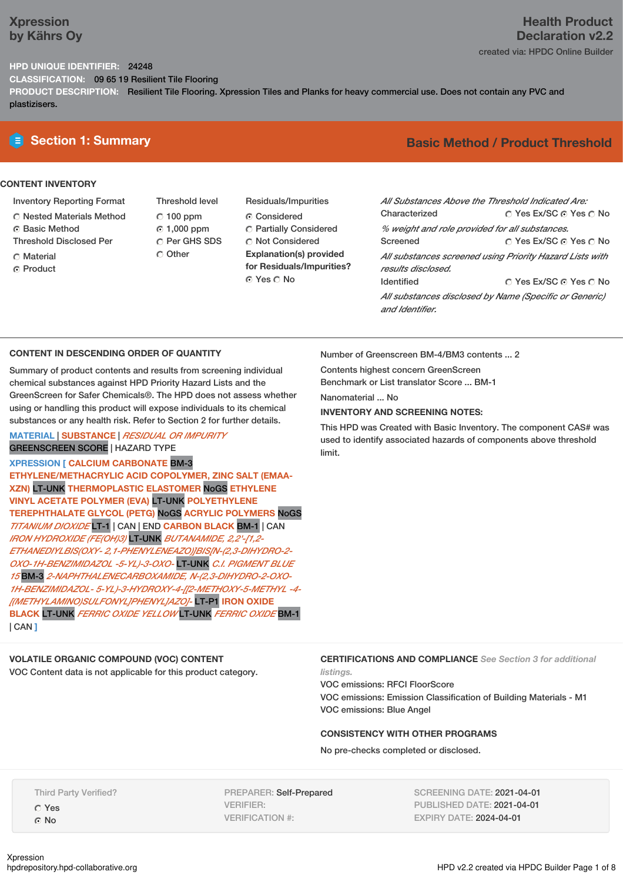**Xpression**
**by Kährs Oy**

**Health Product Declaration v2.2**

created via: HPDC Online Builder

**HPD UNIQUE IDENTIFIER:** 24248
**CLASSIFICATION:** 09 65 19 Resilient Tile Flooring
**PRODUCT DESCRIPTION:** Resilient Tile Flooring. Xpression Tiles and Planks for heavy commercial use. Does not contain any PVC and plastizisers.

## Section 1: Summary

**Basic Method / Product Threshold**

### CONTENT INVENTORY

**Inventory Reporting Format**
- ○ Nested Materials Method
- ◉ Basic Method

**Threshold Disclosed Per**
- ○ Material
- ◉ Product

**Threshold level**
- ○ 100 ppm
- ◉ 1,000 ppm
- ○ Per GHS SDS
- ○ Other

**Residuals/Impurities**
- ◉ Considered
- ○ Partially Considered
- ○ Not Considered

**Explanation(s) provided for Residuals/Impurities?**
◉ Yes ○ No

*All Substances Above the Threshold Indicated Are:*

Characterized ○ Yes Ex/SC ◉ Yes ○ No
*% weight and role provided for all substances.*

Screened ○ Yes Ex/SC ◉ Yes ○ No
*All substances screened using Priority Hazard Lists with results disclosed.*

Identified ○ Yes Ex/SC ◉ Yes ○ No
*All substances disclosed by Name (Specific or Generic) and Identifier.*

### CONTENT IN DESCENDING ORDER OF QUANTITY

Summary of product contents and results from screening individual chemical substances against HPD Priority Hazard Lists and the GreenScreen for Safer Chemicals®. The HPD does not assess whether using or handling this product will expose individuals to its chemical substances or any health risk. Refer to Section 2 for further details.

MATERIAL | SUBSTANCE | *RESIDUAL OR IMPURITY*
GREENSCREEN SCORE | HAZARD TYPE

**XPRESSION [ CALCIUM CARBONATE** BM-3 **ETHYLENE/METHACRYLIC ACID COPOLYMER, ZINC SALT (EMAA-XZN)** LT-UNK **THERMOPLASTIC ELASTOMER** NoGS **ETHYLENE VINYL ACETATE POLYMER (EVA)** LT-UNK **POLYETHYLENE TEREPHTHALATE GLYCOL (PETG)** NoGS **ACRYLIC POLYMERS** NoGS *TITANIUM DIOXIDE* LT-1 | CAN | END **CARBON BLACK** BM-1 | CAN *IRON HYDROXIDE (FE(OH)3)* LT-UNK *BUTANAMIDE, 2,2'-[1,2-ETHANEDIYLBIS(OXY-2,1-PHENYLENEAZO)]BIS[N-(2,3-DIHYDRO-2-OXO-1H-BENZIMIDAZOL -5-YL)-3-OXO-* LT-UNK *C.I. PIGMENT BLUE 15* BM-3 *2-NAPHTHALENECARBOXAMIDE, N-(2,3-DIHYDRO-2-OXO-1H-BENZIMIDAZOL- 5-YL)-3-HYDROXY-4-[[2-METHOXY-5-METHYL -4-[(METHYLAMINO)SULFONYL]PHENYL]AZO]-* LT-P1 **IRON OXIDE BLACK** LT-UNK *FERRIC OXIDE YELLOW* LT-UNK *FERRIC OXIDE* BM-1 | CAN **]**

Number of Greenscreen BM-4/BM3 contents ... 2

Contents highest concern GreenScreen Benchmark or List translator Score ... BM-1

Nanomaterial ... No

**INVENTORY AND SCREENING NOTES:**

This HPD was Created with Basic Inventory. The component CAS# was used to identify associated hazards of components above threshold limit.

### VOLATILE ORGANIC COMPOUND (VOC) CONTENT

VOC Content data is not applicable for this product category.

### CERTIFICATIONS AND COMPLIANCE *See Section 3 for additional listings.*

VOC emissions: RFCI FloorScore
VOC emissions: Emission Classification of Building Materials - M1
VOC emissions: Blue Angel

### CONSISTENCY WITH OTHER PROGRAMS

No pre-checks completed or disclosed.

Third Party Verified?
- ○ Yes
- ◉ No

PREPARER: Self-Prepared
VERIFIER:
VERIFICATION #:

SCREENING DATE: 2021-04-01
PUBLISHED DATE: 2021-04-01
EXPIRY DATE: 2024-04-01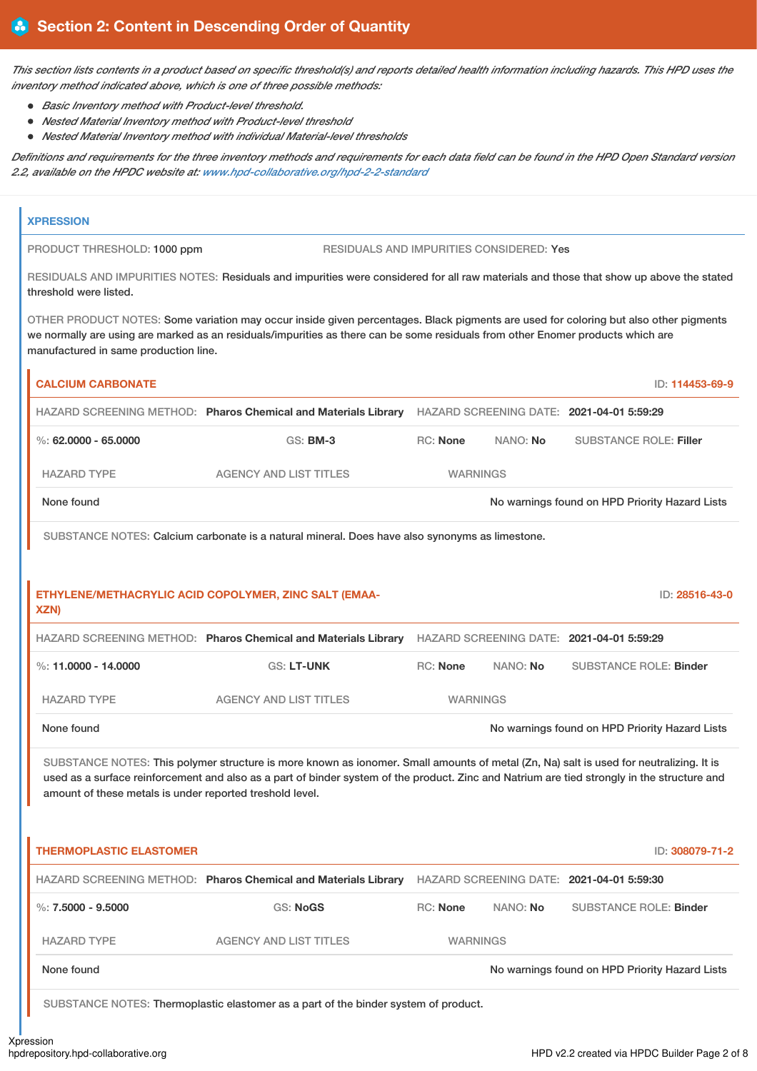## Section 2: Content in Descending Order of Quantity

*This section lists contents in a product based on specific threshold(s) and reports detailed health information including hazards. This HPD uses the inventory method indicated above, which is one of three possible methods:*

- *Basic Inventory method with Product-level threshold.*
- *Nested Material Inventory method with Product-level threshold*
- *Nested Material Inventory method with individual Material-level thresholds*

*Definitions and requirements for the three inventory methods and requirements for each data field can be found in the HPD Open Standard version 2.2, available on the HPDC website at: www.hpd-collaborative.org/hpd-2-2-standard*

### XPRESSION

PRODUCT THRESHOLD: 1000 ppm

RESIDUALS AND IMPURITIES CONSIDERED: Yes

RESIDUALS AND IMPURITIES NOTES: Residuals and impurities were considered for all raw materials and those that show up above the stated threshold were listed.

OTHER PRODUCT NOTES: Some variation may occur inside given percentages. Black pigments are used for coloring but also other pigments we normally are using are marked as an residuals/impurities as there can be some residuals from other Enomer products which are manufactured in same production line.

#### CALCIUM CARBONATE

ID: 114453-69-9

HAZARD SCREENING METHOD: **Pharos Chemical and Materials Library** HAZARD SCREENING DATE: **2021-04-01 5:59:29**

%: **62.0000 - 65.0000** GS: **BM-3** RC: **None** NANO: **No** SUBSTANCE ROLE: **Filler**

| HAZARD TYPE | AGENCY AND LIST TITLES | WARNINGS |
|---|---|---|
| None found | | No warnings found on HPD Priority Hazard Lists |

SUBSTANCE NOTES: Calcium carbonate is a natural mineral. Does have also synonyms as limestone.

#### ETHYLENE/METHACRYLIC ACID COPOLYMER, ZINC SALT (EMAA-XZN)

ID: 28516-43-0

HAZARD SCREENING METHOD: **Pharos Chemical and Materials Library** HAZARD SCREENING DATE: **2021-04-01 5:59:29**

%: **11.0000 - 14.0000** GS: **LT-UNK** RC: **None** NANO: **No** SUBSTANCE ROLE: **Binder**

| HAZARD TYPE | AGENCY AND LIST TITLES | WARNINGS |
|---|---|---|
| None found | | No warnings found on HPD Priority Hazard Lists |

SUBSTANCE NOTES: This polymer structure is more known as ionomer. Small amounts of metal (Zn, Na) salt is used for neutralizing. It is used as a surface reinforcement and also as a part of binder system of the product. Zinc and Natrium are tied strongly in the structure and amount of these metals is under reported treshold level.

#### THERMOPLASTIC ELASTOMER

ID: 308079-71-2

HAZARD SCREENING METHOD: **Pharos Chemical and Materials Library** HAZARD SCREENING DATE: **2021-04-01 5:59:30**

%: **7.5000 - 9.5000** GS: **NoGS** RC: **None** NANO: **No** SUBSTANCE ROLE: **Binder**

| HAZARD TYPE | AGENCY AND LIST TITLES | WARNINGS |
|---|---|---|
| None found | | No warnings found on HPD Priority Hazard Lists |

SUBSTANCE NOTES: Thermoplastic elastomer as a part of the binder system of product.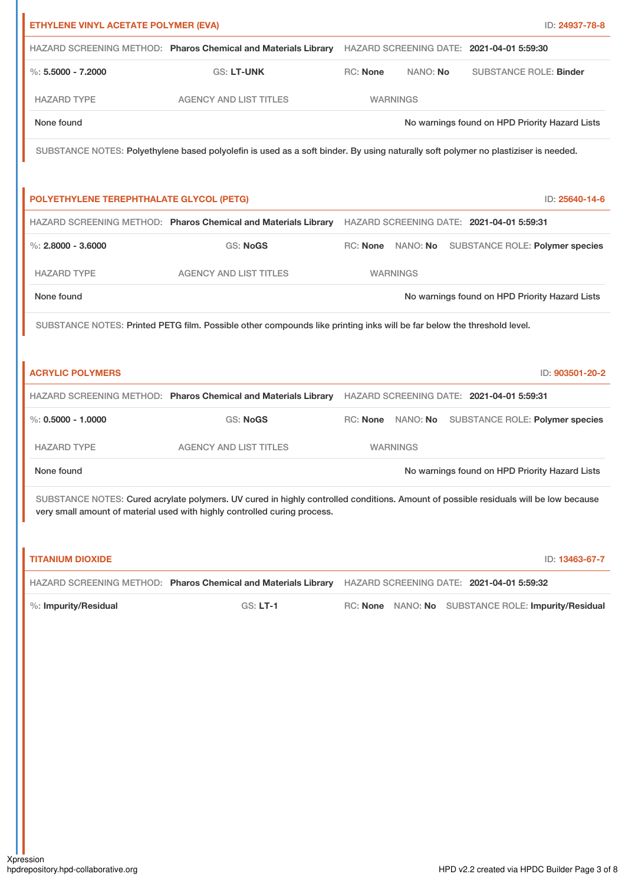## ETHYLENE VINYL ACETATE POLYMER (EVA)

ID: 24937-78-8

HAZARD SCREENING METHOD: **Pharos Chemical and Materials Library** HAZARD SCREENING DATE: **2021-04-01 5:59:30**

%: **5.5000 - 7.2000** GS: **LT-UNK** RC: **None** NANO: **No** SUBSTANCE ROLE: **Binder**

| HAZARD TYPE | AGENCY AND LIST TITLES | WARNINGS |
|---|---|---|
| None found | | No warnings found on HPD Priority Hazard Lists |

SUBSTANCE NOTES: Polyethylene based polyolefin is used as a soft binder. By using naturally soft polymer no plastiziser is needed.

## POLYETHYLENE TEREPHTHALATE GLYCOL (PETG)

ID: 25640-14-6

HAZARD SCREENING METHOD: **Pharos Chemical and Materials Library** HAZARD SCREENING DATE: **2021-04-01 5:59:31**

%: **2.8000 - 3.6000** GS: **NoGS** RC: **None** NANO: **No** SUBSTANCE ROLE: **Polymer species**

| HAZARD TYPE | AGENCY AND LIST TITLES | WARNINGS |
|---|---|---|
| None found | | No warnings found on HPD Priority Hazard Lists |

SUBSTANCE NOTES: Printed PETG film. Possible other compounds like printing inks will be far below the threshold level.

## ACRYLIC POLYMERS

ID: 903501-20-2

HAZARD SCREENING METHOD: **Pharos Chemical and Materials Library** HAZARD SCREENING DATE: **2021-04-01 5:59:31**

%: **0.5000 - 1.0000** GS: **NoGS** RC: **None** NANO: **No** SUBSTANCE ROLE: **Polymer species**

| HAZARD TYPE | AGENCY AND LIST TITLES | WARNINGS |
|---|---|---|
| None found | | No warnings found on HPD Priority Hazard Lists |

SUBSTANCE NOTES: Cured acrylate polymers. UV cured in highly controlled conditions. Amount of possible residuals will be low because very small amount of material used with highly controlled curing process.

## TITANIUM DIOXIDE

ID: 13463-67-7

HAZARD SCREENING METHOD: **Pharos Chemical and Materials Library** HAZARD SCREENING DATE: **2021-04-01 5:59:32**

%: **Impurity/Residual** GS: **LT-1** RC: **None** NANO: **No** SUBSTANCE ROLE: **Impurity/Residual**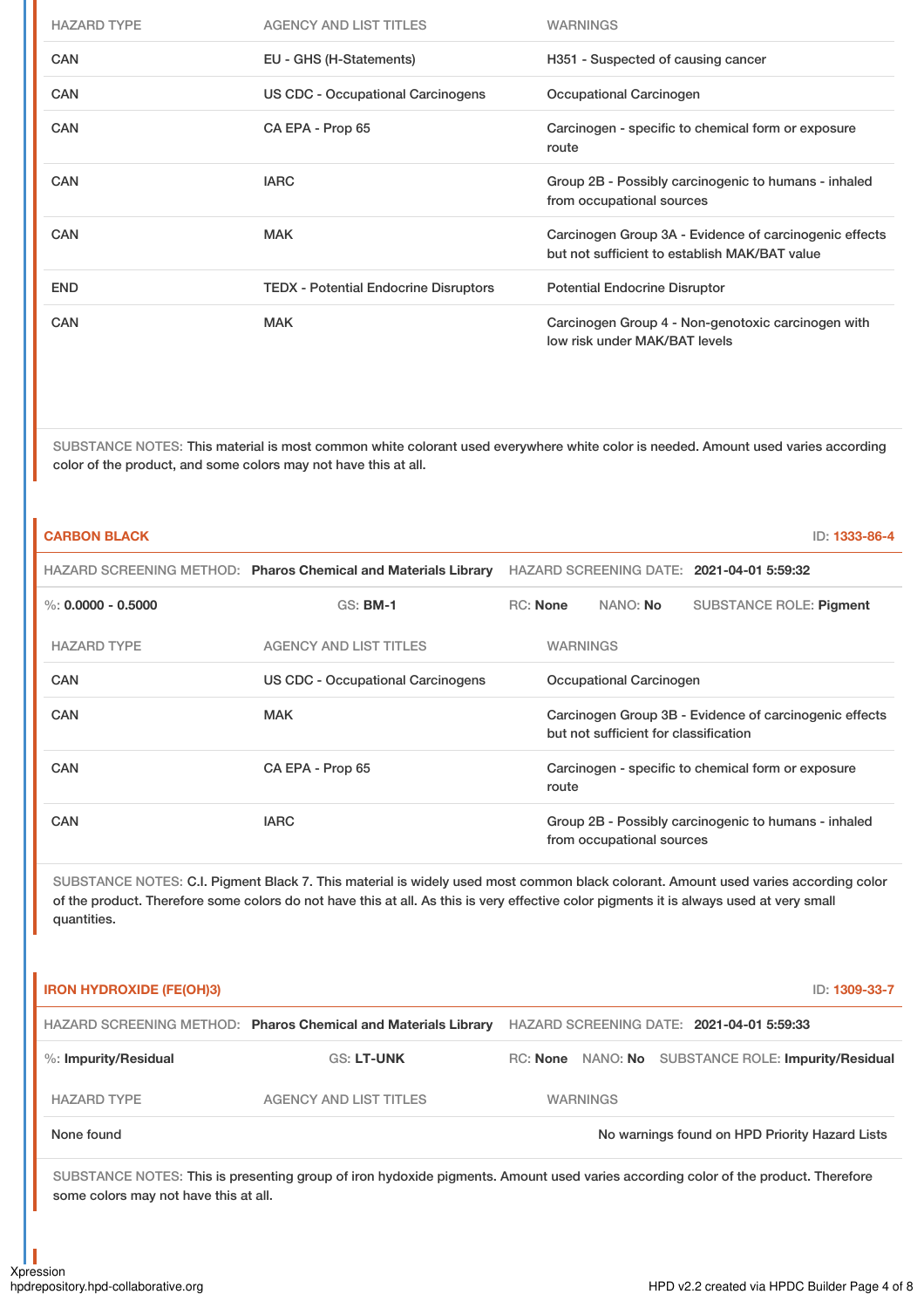| HAZARD TYPE | AGENCY AND LIST TITLES | WARNINGS |
|---|---|---|
| CAN | EU - GHS (H-Statements) | H351 - Suspected of causing cancer |
| CAN | US CDC - Occupational Carcinogens | Occupational Carcinogen |
| CAN | CA EPA - Prop 65 | Carcinogen - specific to chemical form or exposure route |
| CAN | IARC | Group 2B - Possibly carcinogenic to humans - inhaled from occupational sources |
| CAN | MAK | Carcinogen Group 3A - Evidence of carcinogenic effects but not sufficient to establish MAK/BAT value |
| END | TEDX - Potential Endocrine Disruptors | Potential Endocrine Disruptor |
| CAN | MAK | Carcinogen Group 4 - Non-genotoxic carcinogen with low risk under MAK/BAT levels |

SUBSTANCE NOTES: This material is most common white colorant used everywhere white color is needed. Amount used varies according color of the product, and some colors may not have this at all.

## CARBON BLACK

ID: 1333-86-4

HAZARD SCREENING METHOD: **Pharos Chemical and Materials Library** HAZARD SCREENING DATE: **2021-04-01 5:59:32**

%: **0.0000 - 0.5000** GS: **BM-1** RC: **None** NANO: **No** SUBSTANCE ROLE: **Pigment**

| HAZARD TYPE | AGENCY AND LIST TITLES | WARNINGS |
|---|---|---|
| CAN | US CDC - Occupational Carcinogens | Occupational Carcinogen |
| CAN | MAK | Carcinogen Group 3B - Evidence of carcinogenic effects but not sufficient for classification |
| CAN | CA EPA - Prop 65 | Carcinogen - specific to chemical form or exposure route |
| CAN | IARC | Group 2B - Possibly carcinogenic to humans - inhaled from occupational sources |

SUBSTANCE NOTES: C.I. Pigment Black 7. This material is widely used most common black colorant. Amount used varies according color of the product. Therefore some colors do not have this at all. As this is very effective color pigments it is always used at very small quantities.

## IRON HYDROXIDE (FE(OH)3)

ID: 1309-33-7

HAZARD SCREENING METHOD: **Pharos Chemical and Materials Library** HAZARD SCREENING DATE: **2021-04-01 5:59:33**

%: **Impurity/Residual** GS: **LT-UNK** RC: **None** NANO: **No** SUBSTANCE ROLE: **Impurity/Residual**

| HAZARD TYPE | AGENCY AND LIST TITLES | WARNINGS |
|---|---|---|
| None found | | No warnings found on HPD Priority Hazard Lists |

SUBSTANCE NOTES: This is presenting group of iron hydoxide pigments. Amount used varies according color of the product. Therefore some colors may not have this at all.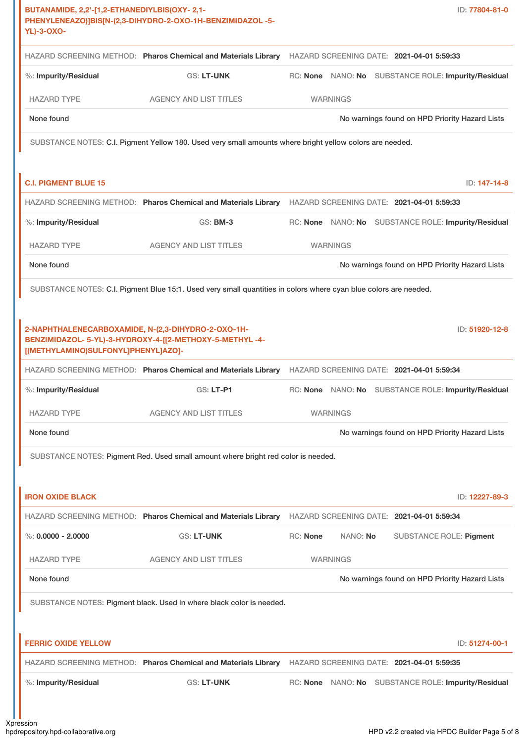### BUTANAMIDE, 2,2'-[1,2-ETHANEDIYLBIS(OXY- 2,1-PHENYLENEAZO)]BIS[N-(2,3-DIHYDRO-2-OXO-1H-BENZIMIDAZOL -5-YL)-3-OXO-

ID: **77804-81-0**

HAZARD SCREENING METHOD: **Pharos Chemical and Materials Library** HAZARD SCREENING DATE: **2021-04-01 5:59:33**

%: **Impurity/Residual** GS: **LT-UNK** RC: **None** NANO: **No** SUBSTANCE ROLE: **Impurity/Residual**

| HAZARD TYPE | AGENCY AND LIST TITLES | WARNINGS |
|---|---|---|
| None found | | No warnings found on HPD Priority Hazard Lists |

SUBSTANCE NOTES: C.I. Pigment Yellow 180. Used very small amounts where bright yellow colors are needed.

### C.I. PIGMENT BLUE 15

ID: **147-14-8**

HAZARD SCREENING METHOD: **Pharos Chemical and Materials Library** HAZARD SCREENING DATE: **2021-04-01 5:59:33**

%: **Impurity/Residual** GS: **BM-3** RC: **None** NANO: **No** SUBSTANCE ROLE: **Impurity/Residual**

| HAZARD TYPE | AGENCY AND LIST TITLES | WARNINGS |
|---|---|---|
| None found | | No warnings found on HPD Priority Hazard Lists |

SUBSTANCE NOTES: C.I. Pigment Blue 15:1. Used very small quantities in colors where cyan blue colors are needed.

### 2-NAPHTHALENECARBOXAMIDE, N-(2,3-DIHYDRO-2-OXO-1H-BENZIMIDAZOL- 5-YL)-3-HYDROXY-4-[[2-METHOXY-5-METHYL -4-[(METHYLAMINO)SULFONYL]PHENYL]AZO]-

ID: **51920-12-8**

HAZARD SCREENING METHOD: **Pharos Chemical and Materials Library** HAZARD SCREENING DATE: **2021-04-01 5:59:34**

%: **Impurity/Residual** GS: **LT-P1** RC: **None** NANO: **No** SUBSTANCE ROLE: **Impurity/Residual**

| HAZARD TYPE | AGENCY AND LIST TITLES | WARNINGS |
|---|---|---|
| None found | | No warnings found on HPD Priority Hazard Lists |

SUBSTANCE NOTES: Pigment Red. Used small amount where bright red color is needed.

### IRON OXIDE BLACK

ID: **12227-89-3**

HAZARD SCREENING METHOD: **Pharos Chemical and Materials Library** HAZARD SCREENING DATE: **2021-04-01 5:59:34**

%: **0.0000 - 2.0000** GS: **LT-UNK** RC: **None** NANO: **No** SUBSTANCE ROLE: **Pigment**

| HAZARD TYPE | AGENCY AND LIST TITLES | WARNINGS |
|---|---|---|
| None found | | No warnings found on HPD Priority Hazard Lists |

SUBSTANCE NOTES: Pigment black. Used in where black color is needed.

### FERRIC OXIDE YELLOW

ID: **51274-00-1**

HAZARD SCREENING METHOD: **Pharos Chemical and Materials Library** HAZARD SCREENING DATE: **2021-04-01 5:59:35**

%: **Impurity/Residual** GS: **LT-UNK** RC: **None** NANO: **No** SUBSTANCE ROLE: **Impurity/Residual**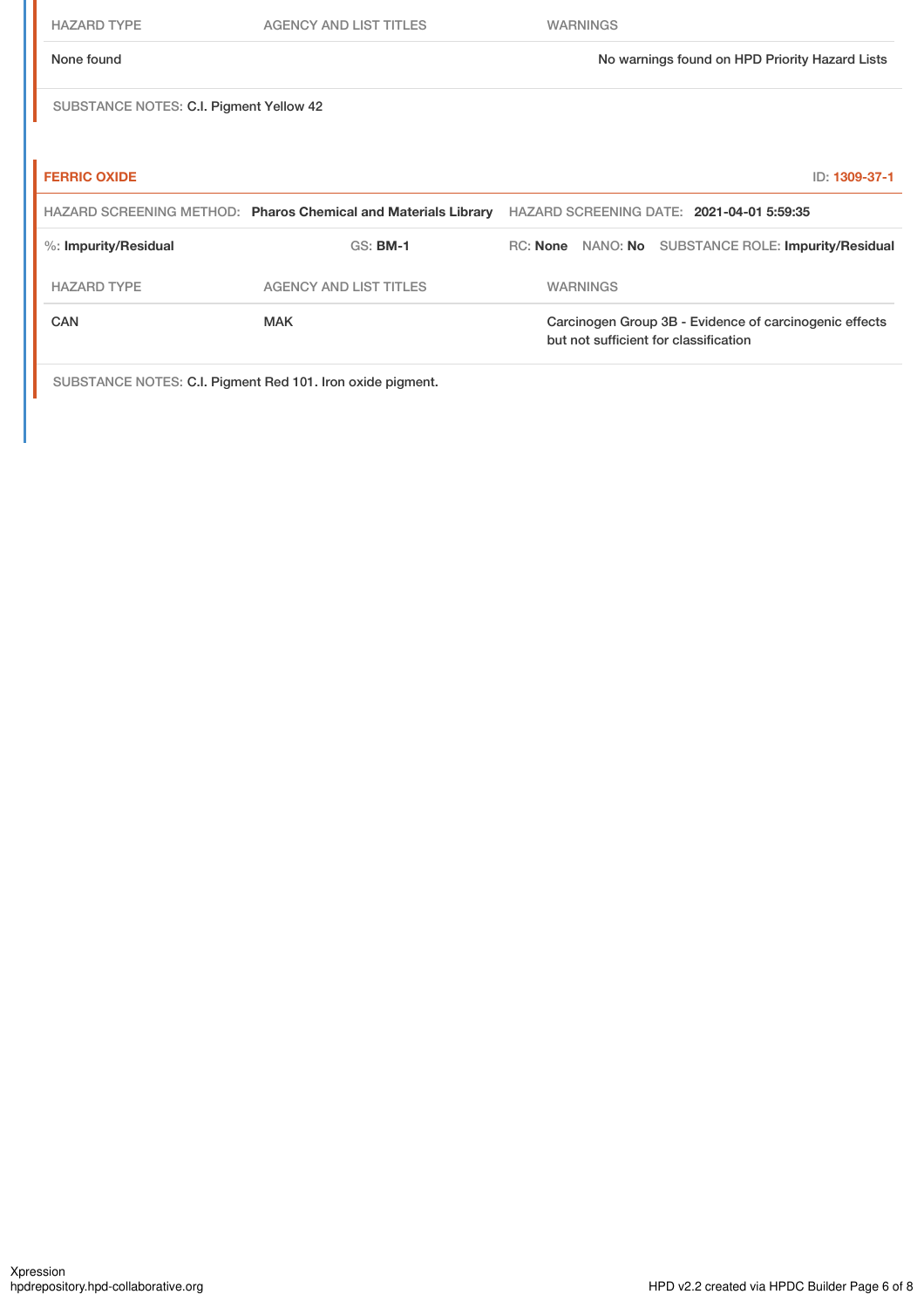| HAZARD TYPE | AGENCY AND LIST TITLES | WARNINGS |
| --- | --- | --- |
| None found | | No warnings found on HPD Priority Hazard Lists |

SUBSTANCE NOTES: C.I. Pigment Yellow 42

**FERRIC OXIDE** ID: **1309-37-1**

HAZARD SCREENING METHOD: **Pharos Chemical and Materials Library** HAZARD SCREENING DATE: **2021-04-01 5:59:35**

%: **Impurity/Residual** GS: **BM-1** RC: **None** NANO: **No** SUBSTANCE ROLE: **Impurity/Residual**

| HAZARD TYPE | AGENCY AND LIST TITLES | WARNINGS |
| --- | --- | --- |
| CAN | MAK | Carcinogen Group 3B - Evidence of carcinogenic effects but not sufficient for classification |

SUBSTANCE NOTES: C.I. Pigment Red 101. Iron oxide pigment.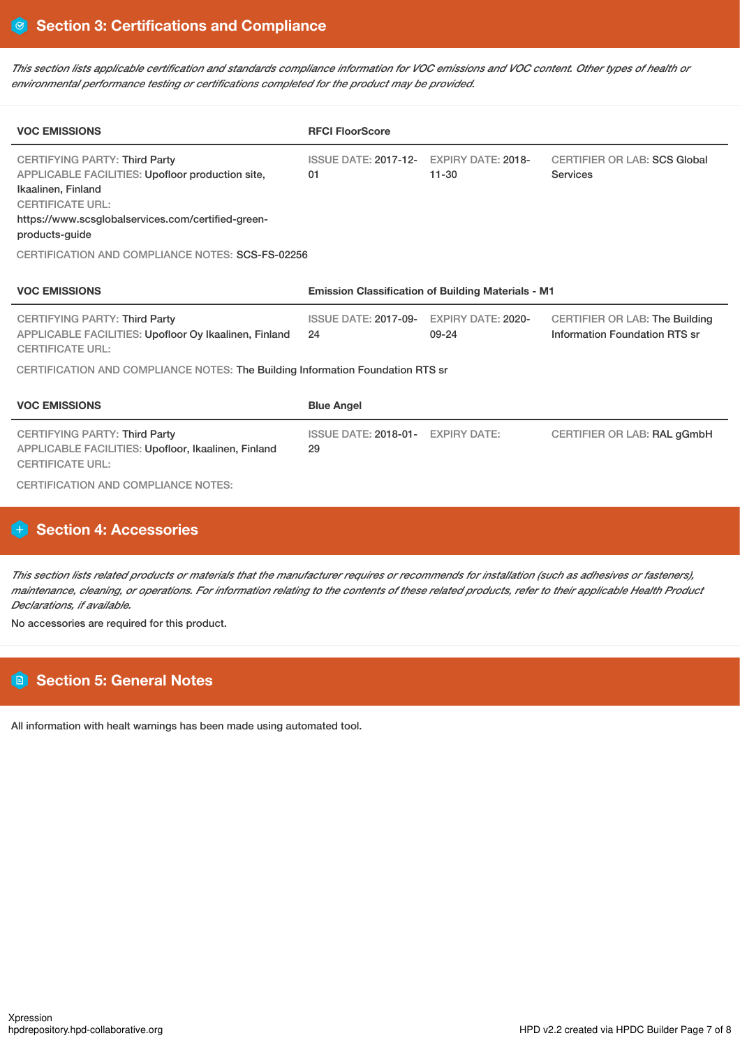## Section 3: Certifications and Compliance

*This section lists applicable certification and standards compliance information for VOC emissions and VOC content. Other types of health or environmental performance testing or certifications completed for the product may be provided.*

| VOC EMISSIONS | RFCI FloorScore | | |
|---|---|---|---|
| CERTIFYING PARTY: Third Party<br>APPLICABLE FACILITIES: Upofloor production site, Ikaalinen, Finland<br>CERTIFICATE URL:<br>https://www.scsglobalservices.com/certified-green-products-guide | ISSUE DATE: 2017-12-01 | EXPIRY DATE: 2018-11-30 | CERTIFIER OR LAB: SCS Global Services |

CERTIFICATION AND COMPLIANCE NOTES: SCS-FS-02256

| VOC EMISSIONS | Emission Classification of Building Materials - M1 | | |
|---|---|---|---|
| CERTIFYING PARTY: Third Party<br>APPLICABLE FACILITIES: Upofloor Oy Ikaalinen, Finland<br>CERTIFICATE URL: | ISSUE DATE: 2017-09-24 | EXPIRY DATE: 2020-09-24 | CERTIFIER OR LAB: The Building Information Foundation RTS sr |

CERTIFICATION AND COMPLIANCE NOTES: The Building Information Foundation RTS sr

| VOC EMISSIONS | Blue Angel | | |
|---|---|---|---|
| CERTIFYING PARTY: Third Party<br>APPLICABLE FACILITIES: Upofloor, Ikaalinen, Finland<br>CERTIFICATE URL: | ISSUE DATE: 2018-01-29 | EXPIRY DATE: | CERTIFIER OR LAB: RAL gGmbH |

CERTIFICATION AND COMPLIANCE NOTES:

## Section 4: Accessories

*This section lists related products or materials that the manufacturer requires or recommends for installation (such as adhesives or fasteners), maintenance, cleaning, or operations. For information relating to the contents of these related products, refer to their applicable Health Product Declarations, if available.*

No accessories are required for this product.

## Section 5: General Notes

All information with healt warnings has been made using automated tool.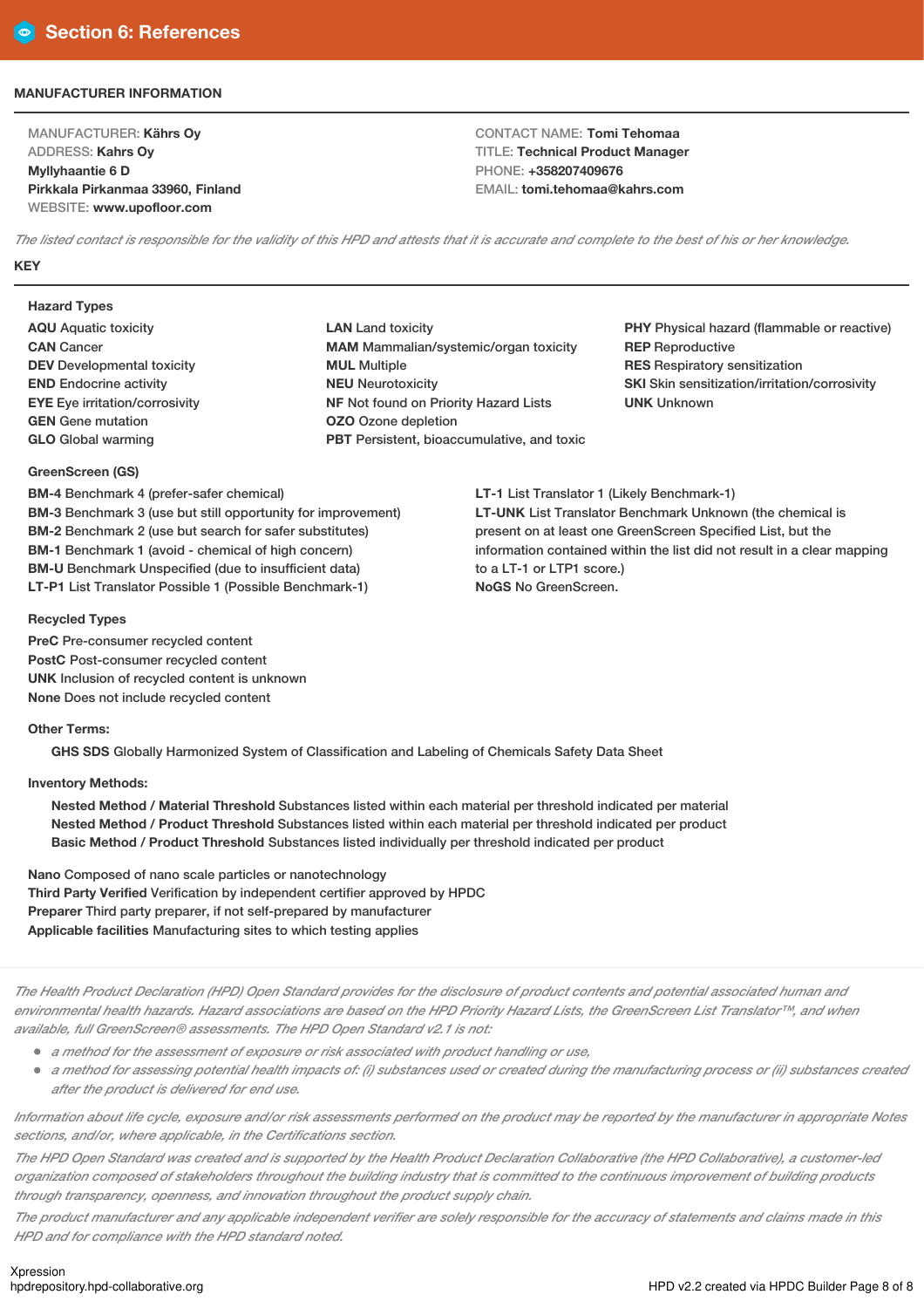## Section 6: References

### MANUFACTURER INFORMATION

MANUFACTURER: **Kährs Oy**
ADDRESS: **Kahrs Oy**
**Myllyhaantie 6 D**
**Pirkkala Pirkanmaa 33960, Finland**
WEBSITE: **www.upofloor.com**

CONTACT NAME: **Tomi Tehomaa**
TITLE: **Technical Product Manager**
PHONE: **+358207409676**
EMAIL: **tomi.tehomaa@kahrs.com**

*The listed contact is responsible for the validity of this HPD and attests that it is accurate and complete to the best of his or her knowledge.*

### KEY

**Hazard Types**

**AQU** Aquatic toxicity
**CAN** Cancer
**DEV** Developmental toxicity
**END** Endocrine activity
**EYE** Eye irritation/corrosivity
**GEN** Gene mutation
**GLO** Global warming
**LAN** Land toxicity
**MAM** Mammalian/systemic/organ toxicity
**MUL** Multiple
**NEU** Neurotoxicity
**NF** Not found on Priority Hazard Lists
**OZO** Ozone depletion
**PBT** Persistent, bioaccumulative, and toxic
**PHY** Physical hazard (flammable or reactive)
**REP** Reproductive
**RES** Respiratory sensitization
**SKI** Skin sensitization/irritation/corrosivity
**UNK** Unknown

**GreenScreen (GS)**

**BM-4** Benchmark 4 (prefer-safer chemical)
**BM-3** Benchmark 3 (use but still opportunity for improvement)
**BM-2** Benchmark 2 (use but search for safer substitutes)
**BM-1** Benchmark 1 (avoid - chemical of high concern)
**BM-U** Benchmark Unspecified (due to insufficient data)
**LT-P1** List Translator Possible 1 (Possible Benchmark-1)
**LT-1** List Translator 1 (Likely Benchmark-1)
**LT-UNK** List Translator Benchmark Unknown (the chemical is present on at least one GreenScreen Specified List, but the information contained within the list did not result in a clear mapping to a LT-1 or LTP1 score.)
**NoGS** No GreenScreen.

**Recycled Types**

**PreC** Pre-consumer recycled content
**PostC** Post-consumer recycled content
**UNK** Inclusion of recycled content is unknown
**None** Does not include recycled content

**Other Terms:**

**GHS SDS** Globally Harmonized System of Classification and Labeling of Chemicals Safety Data Sheet

**Inventory Methods:**

**Nested Method / Material Threshold** Substances listed within each material per threshold indicated per material
**Nested Method / Product Threshold** Substances listed within each material per threshold indicated per product
**Basic Method / Product Threshold** Substances listed individually per threshold indicated per product

**Nano** Composed of nano scale particles or nanotechnology
**Third Party Verified** Verification by independent certifier approved by HPDC
**Preparer** Third party preparer, if not self-prepared by manufacturer
**Applicable facilities** Manufacturing sites to which testing applies

*The Health Product Declaration (HPD) Open Standard provides for the disclosure of product contents and potential associated human and environmental health hazards. Hazard associations are based on the HPD Priority Hazard Lists, the GreenScreen List Translator™, and when available, full GreenScreen® assessments. The HPD Open Standard v2.1 is not:*

- *a method for the assessment of exposure or risk associated with product handling or use,*
- *a method for assessing potential health impacts of: (i) substances used or created during the manufacturing process or (ii) substances created after the product is delivered for end use.*

*Information about life cycle, exposure and/or risk assessments performed on the product may be reported by the manufacturer in appropriate Notes sections, and/or, where applicable, in the Certifications section.*

*The HPD Open Standard was created and is supported by the Health Product Declaration Collaborative (the HPD Collaborative), a customer-led organization composed of stakeholders throughout the building industry that is committed to the continuous improvement of building products through transparency, openness, and innovation throughout the product supply chain.*

*The product manufacturer and any applicable independent verifier are solely responsible for the accuracy of statements and claims made in this HPD and for compliance with the HPD standard noted.*